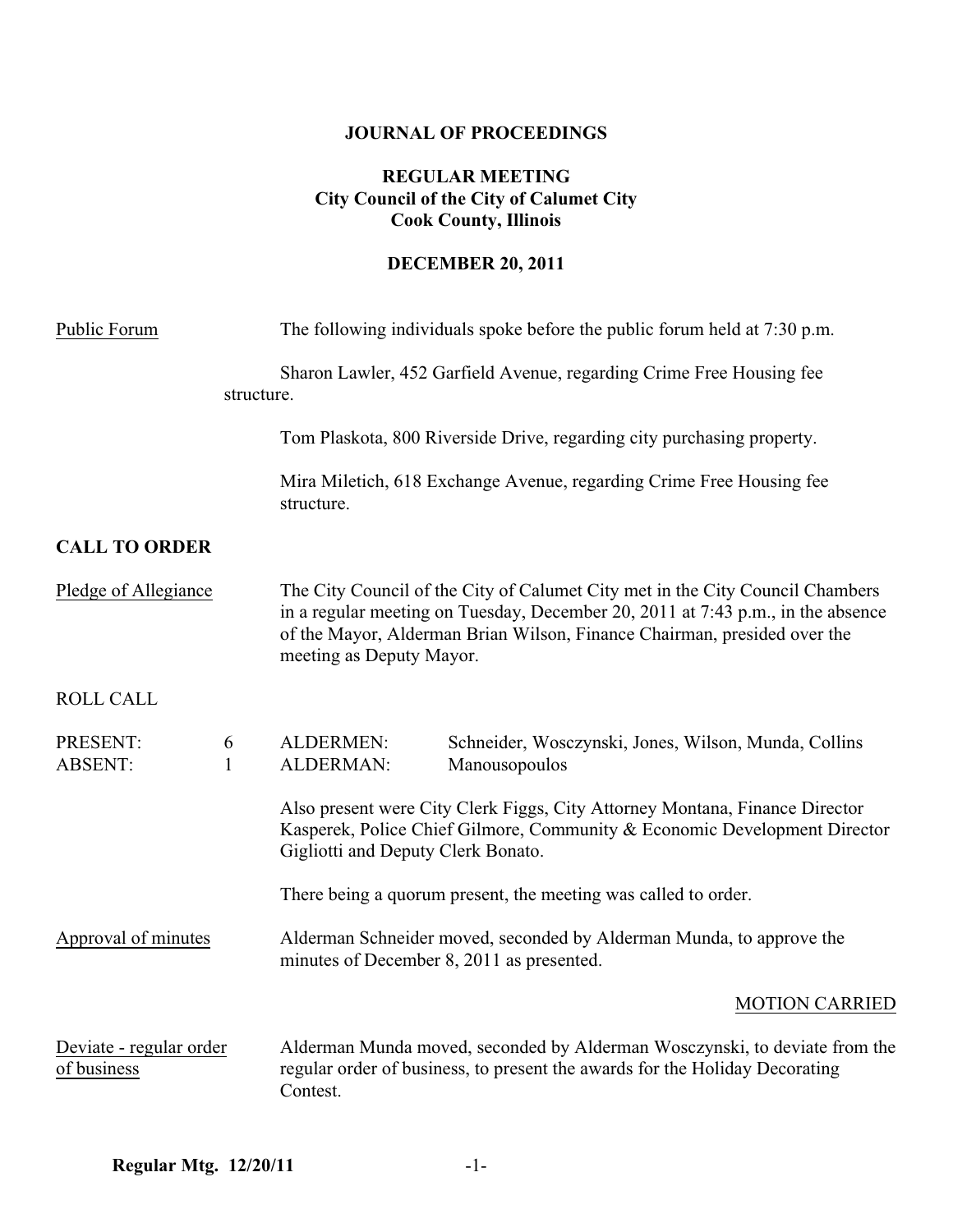**JOURNAL OF PROCEEDINGS**

**REGULAR MEETING**
**City Council of the City of Calumet City**
**Cook County, Illinois**

**DECEMBER 20, 2011**

Public Forum

The following individuals spoke before the public forum held at 7:30 p.m.

Sharon Lawler, 452 Garfield Avenue, regarding Crime Free Housing fee structure.

Tom Plaskota, 800 Riverside Drive, regarding city purchasing property.

Mira Miletich, 618 Exchange Avenue, regarding Crime Free Housing fee structure.

**CALL TO ORDER**

Pledge of Allegiance

The City Council of the City of Calumet City met in the City Council Chambers in a regular meeting on Tuesday, December 20, 2011 at 7:43 p.m., in the absence of the Mayor, Alderman Brian Wilson, Finance Chairman, presided over the meeting as Deputy Mayor.

ROLL CALL

| | | | |
|---|---|---|---|
| PRESENT: | 6 | ALDERMEN: | Schneider, Wosczynski, Jones, Wilson, Munda, Collins |
| ABSENT: | 1 | ALDERMAN: | Manousopoulos |

Also present were City Clerk Figgs, City Attorney Montana, Finance Director Kasperek, Police Chief Gilmore, Community & Economic Development Director Gigliotti and Deputy Clerk Bonato.

There being a quorum present, the meeting was called to order.

Approval of minutes

Alderman Schneider moved, seconded by Alderman Munda, to approve the minutes of December 8, 2011 as presented.

MOTION CARRIED

Deviate - regular order of business

Alderman Munda moved, seconded by Alderman Wosczynski, to deviate from the regular order of business, to present the awards for the Holiday Decorating Contest.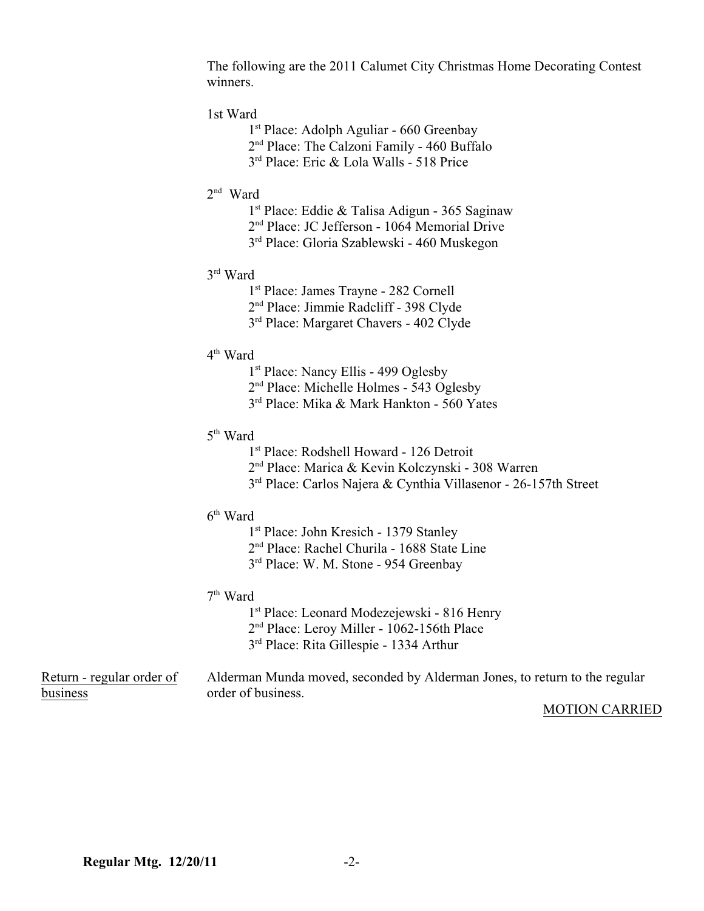The following are the 2011 Calumet City Christmas Home Decorating Contest winners.

1st Ward

- 1st Place: Adolph Aguliar - 660 Greenbay
- 2nd Place: The Calzoni Family - 460 Buffalo
- 3rd Place: Eric & Lola Walls - 518 Price

2nd Ward

- 1st Place: Eddie & Talisa Adigun - 365 Saginaw
- 2nd Place: JC Jefferson - 1064 Memorial Drive
- 3rd Place: Gloria Szablewski - 460 Muskegon

3rd Ward

- 1st Place: James Trayne - 282 Cornell
- 2nd Place: Jimmie Radcliff - 398 Clyde
- 3rd Place: Margaret Chavers - 402 Clyde

4th Ward

- 1st Place: Nancy Ellis - 499 Oglesby
- 2nd Place: Michelle Holmes - 543 Oglesby
- 3rd Place: Mika & Mark Hankton - 560 Yates

5th Ward

- 1st Place: Rodshell Howard - 126 Detroit
- 2nd Place: Marica & Kevin Kolczynski - 308 Warren
- 3rd Place: Carlos Najera & Cynthia Villasenor - 26-157th Street

6th Ward

- 1st Place: John Kresich - 1379 Stanley
- 2nd Place: Rachel Churila - 1688 State Line
- 3rd Place: W. M. Stone - 954 Greenbay

7th Ward

- 1st Place: Leonard Modezejewski - 816 Henry
- 2nd Place: Leroy Miller - 1062-156th Place
- 3rd Place: Rita Gillespie - 1334 Arthur

Return - regular order of business

Alderman Munda moved, seconded by Alderman Jones, to return to the regular order of business.

MOTION CARRIED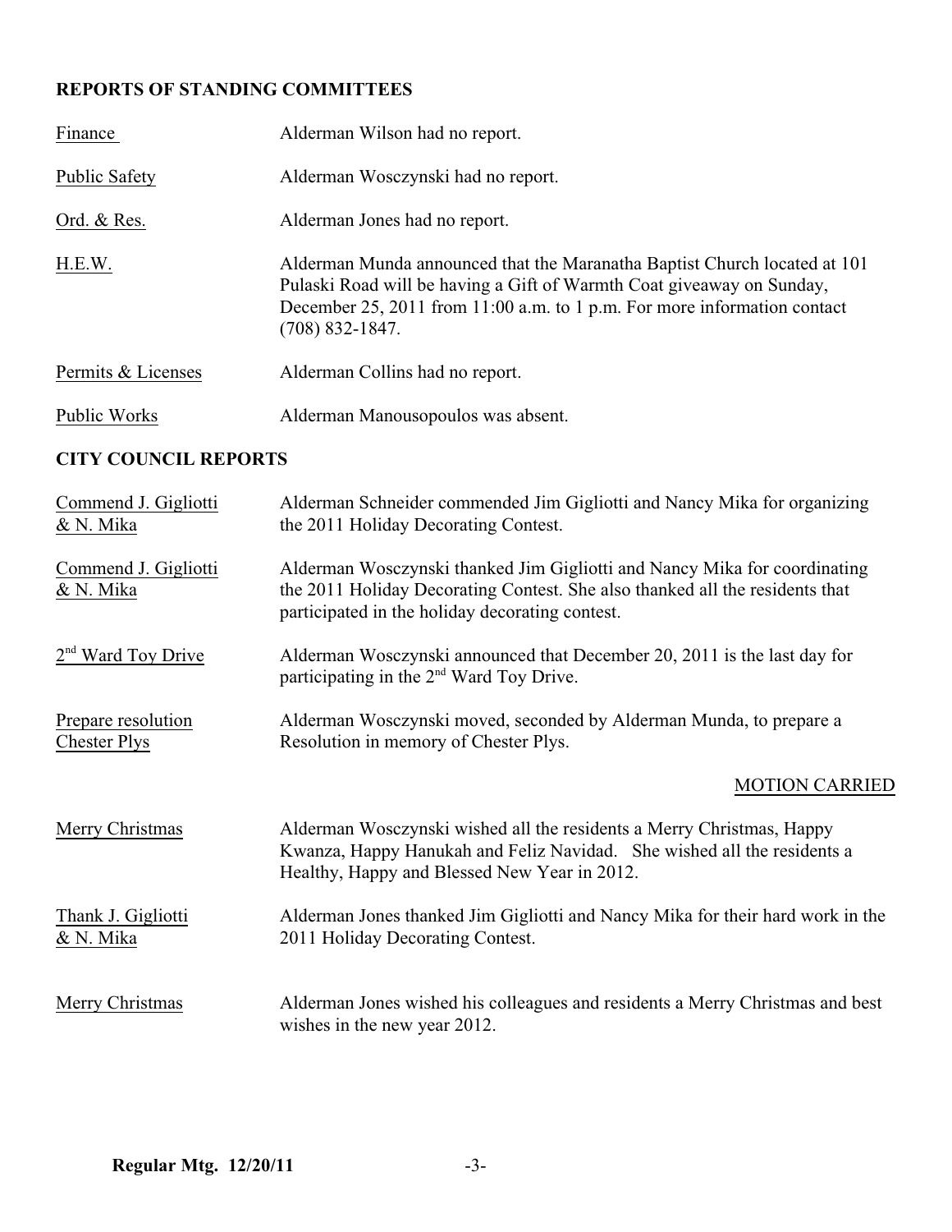**REPORTS OF STANDING COMMITTEES**

| | |
|---|---|
| Finance | Alderman Wilson had no report. |
| Public Safety | Alderman Wosczynski had no report. |
| Ord. & Res. | Alderman Jones had no report. |
| H.E.W. | Alderman Munda announced that the Maranatha Baptist Church located at 101 Pulaski Road will be having a Gift of Warmth Coat giveaway on Sunday, December 25, 2011 from 11:00 a.m. to 1 p.m. For more information contact (708) 832-1847. |
| Permits & Licenses | Alderman Collins had no report. |
| Public Works | Alderman Manousopoulos was absent. |

**CITY COUNCIL REPORTS**

| | |
|---|---|
| Commend J. Gigliotti & N. Mika | Alderman Schneider commended Jim Gigliotti and Nancy Mika for organizing the 2011 Holiday Decorating Contest. |
| Commend J. Gigliotti & N. Mika | Alderman Wosczynski thanked Jim Gigliotti and Nancy Mika for coordinating the 2011 Holiday Decorating Contest. She also thanked all the residents that participated in the holiday decorating contest. |
| 2nd Ward Toy Drive | Alderman Wosczynski announced that December 20, 2011 is the last day for participating in the 2nd Ward Toy Drive. |
| Prepare resolution Chester Plys | Alderman Wosczynski moved, seconded by Alderman Munda, to prepare a Resolution in memory of Chester Plys. |

MOTION CARRIED

| | |
|---|---|
| Merry Christmas | Alderman Wosczynski wished all the residents a Merry Christmas, Happy Kwanza, Happy Hanukah and Feliz Navidad. She wished all the residents a Healthy, Happy and Blessed New Year in 2012. |
| Thank J. Gigliotti & N. Mika | Alderman Jones thanked Jim Gigliotti and Nancy Mika for their hard work in the 2011 Holiday Decorating Contest. |
| Merry Christmas | Alderman Jones wished his colleagues and residents a Merry Christmas and best wishes in the new year 2012. |

**Regular Mtg. 12/20/11**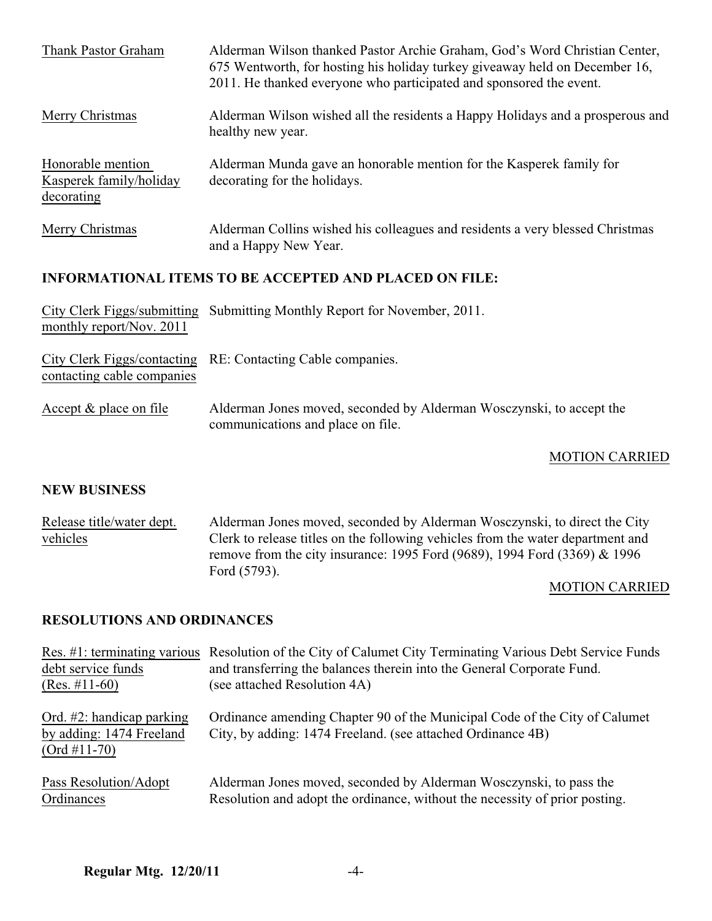Thank Pastor Graham — Alderman Wilson thanked Pastor Archie Graham, God's Word Christian Center, 675 Wentworth, for hosting his holiday turkey giveaway held on December 16, 2011. He thanked everyone who participated and sponsored the event.

Merry Christmas — Alderman Wilson wished all the residents a Happy Holidays and a prosperous and healthy new year.

Honorable mention Kasperek family/holiday decorating — Alderman Munda gave an honorable mention for the Kasperek family for decorating for the holidays.

Merry Christmas — Alderman Collins wished his colleagues and residents a very blessed Christmas and a Happy New Year.

## INFORMATIONAL ITEMS TO BE ACCEPTED AND PLACED ON FILE:

City Clerk Figgs/submitting monthly report/Nov. 2011 — Submitting Monthly Report for November, 2011.

City Clerk Figgs/contacting contacting cable companies — RE: Contacting Cable companies.

Accept & place on file — Alderman Jones moved, seconded by Alderman Wosczynski, to accept the communications and place on file.

MOTION CARRIED

## NEW BUSINESS

Release title/water dept. vehicles — Alderman Jones moved, seconded by Alderman Wosczynski, to direct the City Clerk to release titles on the following vehicles from the water department and remove from the city insurance: 1995 Ford (9689), 1994 Ford (3369) & 1996 Ford (5793).

MOTION CARRIED

## RESOLUTIONS AND ORDINANCES

Res. #1: terminating various debt service funds (Res. #11-60) — Resolution of the City of Calumet City Terminating Various Debt Service Funds and transferring the balances therein into the General Corporate Fund. (see attached Resolution 4A)

Ord. #2: handicap parking by adding: 1474 Freeland (Ord #11-70) — Ordinance amending Chapter 90 of the Municipal Code of the City of Calumet City, by adding: 1474 Freeland. (see attached Ordinance 4B)

Pass Resolution/Adopt Ordinances — Alderman Jones moved, seconded by Alderman Wosczynski, to pass the Resolution and adopt the ordinance, without the necessity of prior posting.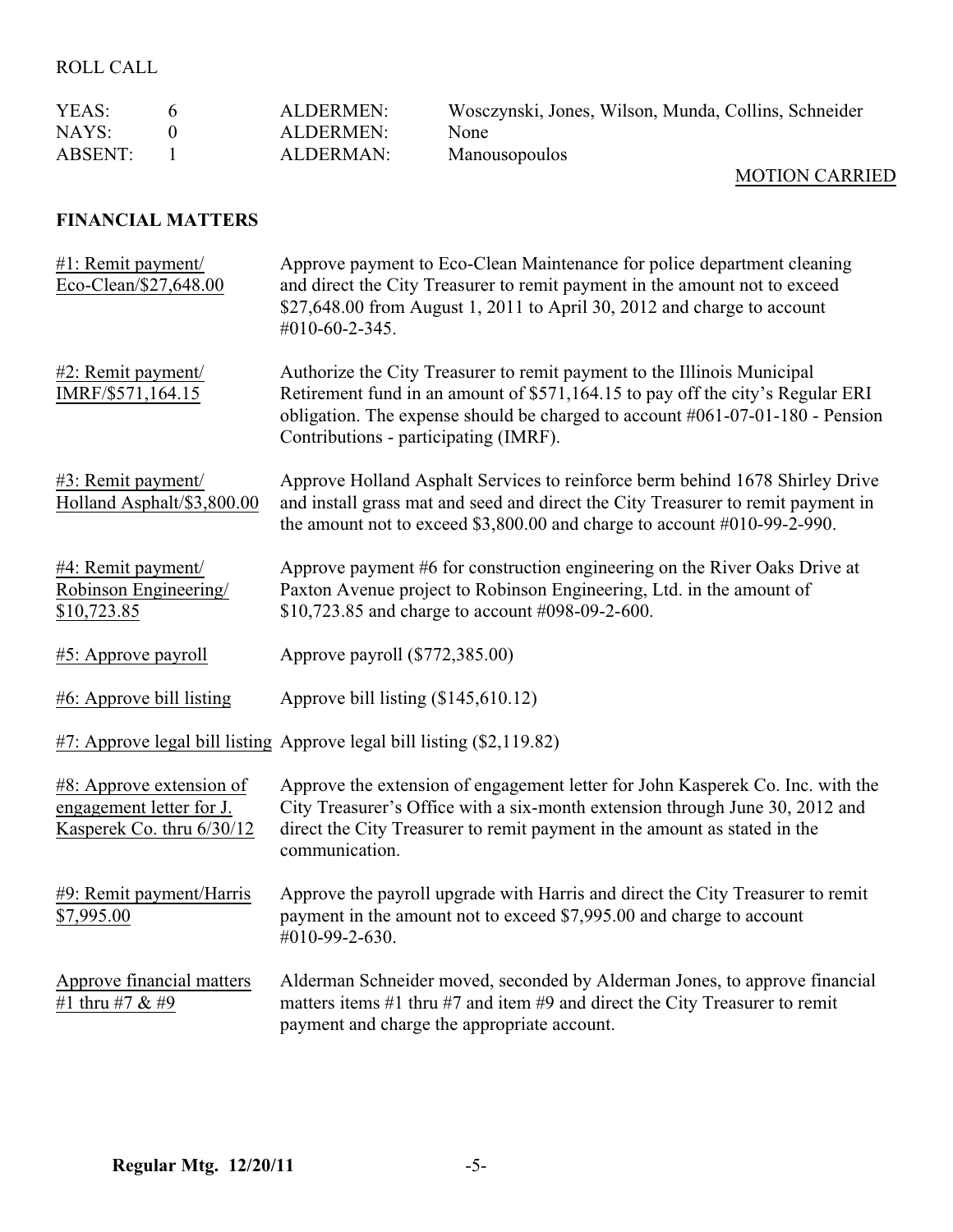ROLL CALL

| | | | |
|---|---|---|---|
| YEAS: | 6 | ALDERMEN: | Wosczynski, Jones, Wilson, Munda, Collins, Schneider |
| NAYS: | 0 | ALDERMEN: | None |
| ABSENT: | 1 | ALDERMAN: | Manousopoulos |

MOTION CARRIED

**FINANCIAL MATTERS**

#1: Remit payment/ Eco-Clean/$27,648.00 — Approve payment to Eco-Clean Maintenance for police department cleaning and direct the City Treasurer to remit payment in the amount not to exceed $27,648.00 from August 1, 2011 to April 30, 2012 and charge to account #010-60-2-345.

#2: Remit payment/ IMRF/$571,164.15 — Authorize the City Treasurer to remit payment to the Illinois Municipal Retirement fund in an amount of $571,164.15 to pay off the city's Regular ERI obligation. The expense should be charged to account #061-07-01-180 - Pension Contributions - participating (IMRF).

#3: Remit payment/ Holland Asphalt/$3,800.00 — Approve Holland Asphalt Services to reinforce berm behind 1678 Shirley Drive and install grass mat and seed and direct the City Treasurer to remit payment in the amount not to exceed $3,800.00 and charge to account #010-99-2-990.

#4: Remit payment/ Robinson Engineering/ $10,723.85 — Approve payment #6 for construction engineering on the River Oaks Drive at Paxton Avenue project to Robinson Engineering, Ltd. in the amount of $10,723.85 and charge to account #098-09-2-600.

#5: Approve payroll — Approve payroll ($772,385.00)

#6: Approve bill listing — Approve bill listing ($145,610.12)

#7: Approve legal bill listing — Approve legal bill listing ($2,119.82)

#8: Approve extension of engagement letter for J. Kasperek Co. thru 6/30/12 — Approve the extension of engagement letter for John Kasperek Co. Inc. with the City Treasurer's Office with a six-month extension through June 30, 2012 and direct the City Treasurer to remit payment in the amount as stated in the communication.

#9: Remit payment/Harris $7,995.00 — Approve the payroll upgrade with Harris and direct the City Treasurer to remit payment in the amount not to exceed $7,995.00 and charge to account #010-99-2-630.

Approve financial matters #1 thru #7 & #9 — Alderman Schneider moved, seconded by Alderman Jones, to approve financial matters items #1 thru #7 and item #9 and direct the City Treasurer to remit payment and charge the appropriate account.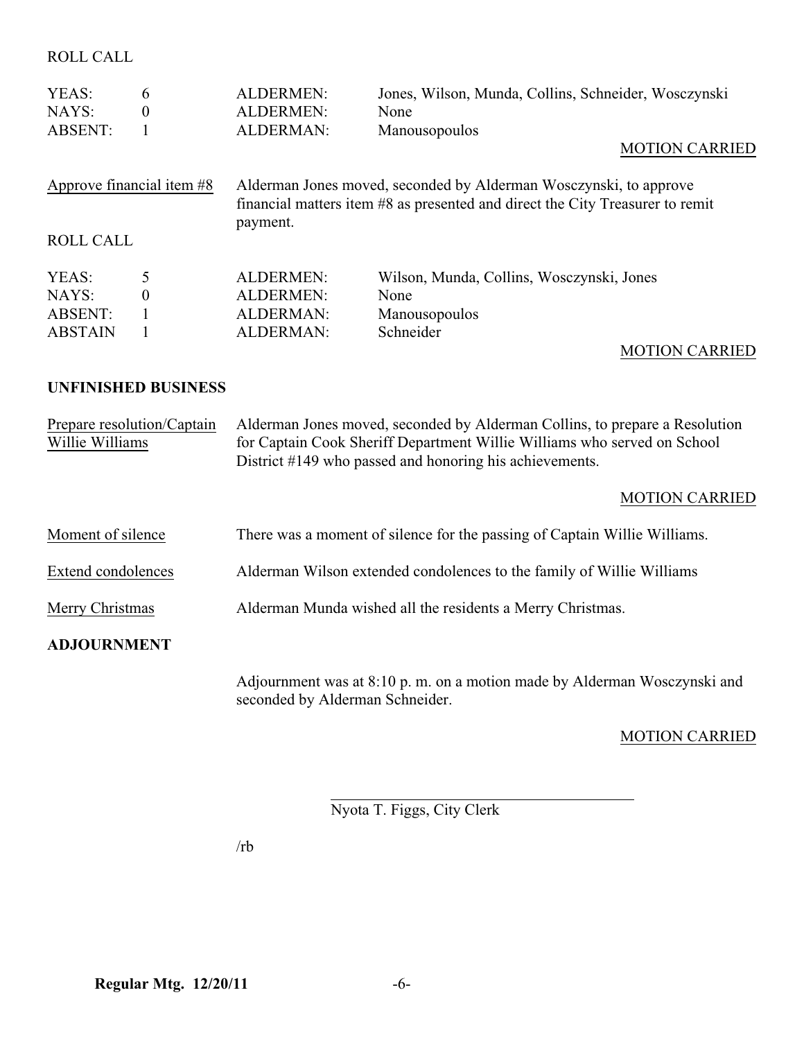ROLL CALL

| | | | |
|---|---|---|---|
| YEAS: | 6 | ALDERMEN: | Jones, Wilson, Munda, Collins, Schneider, Wosczynski |
| NAYS: | 0 | ALDERMEN: | None |
| ABSENT: | 1 | ALDERMAN: | Manousopoulos |

MOTION CARRIED

Approve financial item #8

Alderman Jones moved, seconded by Alderman Wosczynski, to approve financial matters item #8 as presented and direct the City Treasurer to remit payment.

ROLL CALL

| | | | |
|---|---|---|---|
| YEAS: | 5 | ALDERMEN: | Wilson, Munda, Collins, Wosczynski, Jones |
| NAYS: | 0 | ALDERMEN: | None |
| ABSENT: | 1 | ALDERMAN: | Manousopoulos |
| ABSTAIN | 1 | ALDERMAN: | Schneider |

MOTION CARRIED

**UNFINISHED BUSINESS**

Prepare resolution/Captain Willie Williams

Alderman Jones moved, seconded by Alderman Collins, to prepare a Resolution for Captain Cook Sheriff Department Willie Williams who served on School District #149 who passed and honoring his achievements.

MOTION CARRIED

Moment of silence

There was a moment of silence for the passing of Captain Willie Williams.

Extend condolences

Alderman Wilson extended condolences to the family of Willie Williams

Merry Christmas

Alderman Munda wished all the residents a Merry Christmas.

**ADJOURNMENT**

Adjournment was at 8:10 p. m. on a motion made by Alderman Wosczynski and seconded by Alderman Schneider.

MOTION CARRIED

Nyota T. Figgs, City Clerk

/rb

**Regular Mtg. 12/20/11**